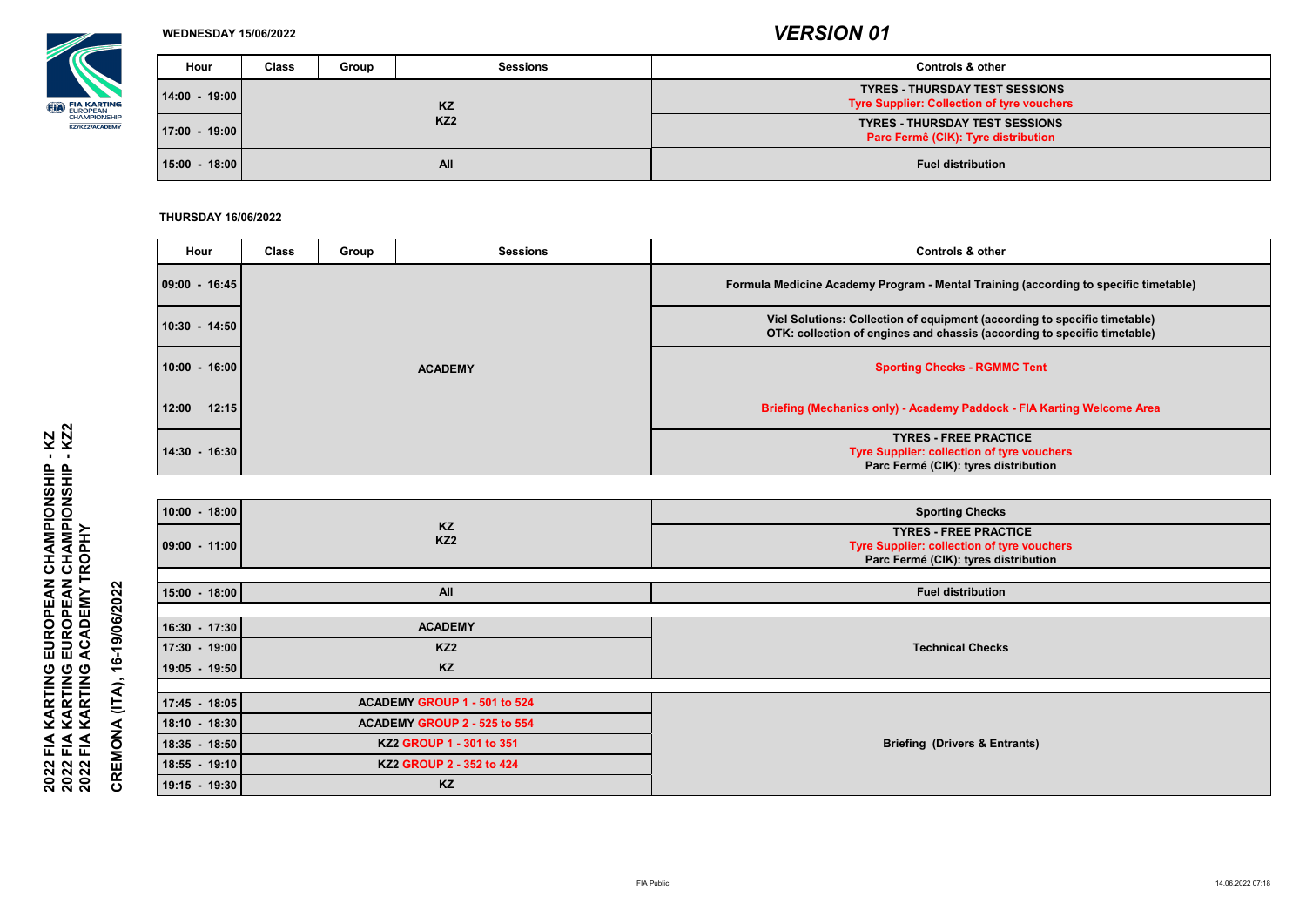# VERSION 01

**2022 FIA KARTING EUROPEAN CHAMPIONSHIP - KZ**
**2022 FIA KARTING EUROPEAN CHAMPIONSHIP - KZ2**
**2022 FIA KARTING ACADEMY TROPHY**

**CREMONA (ITA), 16-19/06/2022**

## WEDNESDAY 15/06/2022

| Hour | Class | Group | Sessions | Controls & other |
|---|---|---|---|---|
| 14:00 - 19:00 | KZ KZ2 | | | TYRES - THURSDAY TEST SESSIONS<br>Tyre Supplier: Collection of tyre vouchers |
| 17:00 - 19:00 | KZ KZ2 | | | TYRES - THURSDAY TEST SESSIONS<br>Parc Fermé (CIK): Tyre distribution |
| 15:00 - 18:00 | All | | | Fuel distribution |

## THURSDAY 16/06/2022

| Hour | Class | Group | Sessions | Controls & other |
|---|---|---|---|---|
| 09:00 - 16:45 | ACADEMY | | | Formula Medicine Academy Program - Mental Training (according to specific timetable) |
| 10:30 - 14:50 | ACADEMY | | | Viel Solutions: Collection of equipment (according to specific timetable)<br>OTK: collection of engines and chassis (according to specific timetable) |
| 10:00 - 16:00 | ACADEMY | | | Sporting Checks - RGMMC Tent |
| 12:00 12:15 | ACADEMY | | | Briefing (Mechanics only) - Academy Paddock - FIA Karting Welcome Area |
| 14:30 - 16:30 | ACADEMY | | | TYRES - FREE PRACTICE<br>Tyre Supplier: collection of tyre vouchers<br>Parc Fermé (CIK): tyres distribution |
| 10:00 - 18:00 | KZ KZ2 | | | Sporting Checks |
| 09:00 - 11:00 | KZ KZ2 | | | TYRES - FREE PRACTICE<br>Tyre Supplier: collection of tyre vouchers<br>Parc Fermé (CIK): tyres distribution |
| 15:00 - 18:00 | All | | | Fuel distribution |
| 16:30 - 17:30 | ACADEMY | | | Technical Checks |
| 17:30 - 19:00 | KZ2 | | | Technical Checks |
| 19:05 - 19:50 | KZ | | | Technical Checks |
| 17:45 - 18:05 | ACADEMY | GROUP 1 - 501 to 524 | | Briefing (Drivers & Entrants) |
| 18:10 - 18:30 | ACADEMY | GROUP 2 - 525 to 554 | | Briefing (Drivers & Entrants) |
| 18:35 - 18:50 | KZ2 | GROUP 1 - 301 to 351 | | Briefing (Drivers & Entrants) |
| 18:55 - 19:10 | KZ2 | GROUP 2 - 352 to 424 | | Briefing (Drivers & Entrants) |
| 19:15 - 19:30 | KZ | | | Briefing (Drivers & Entrants) |

FIA Public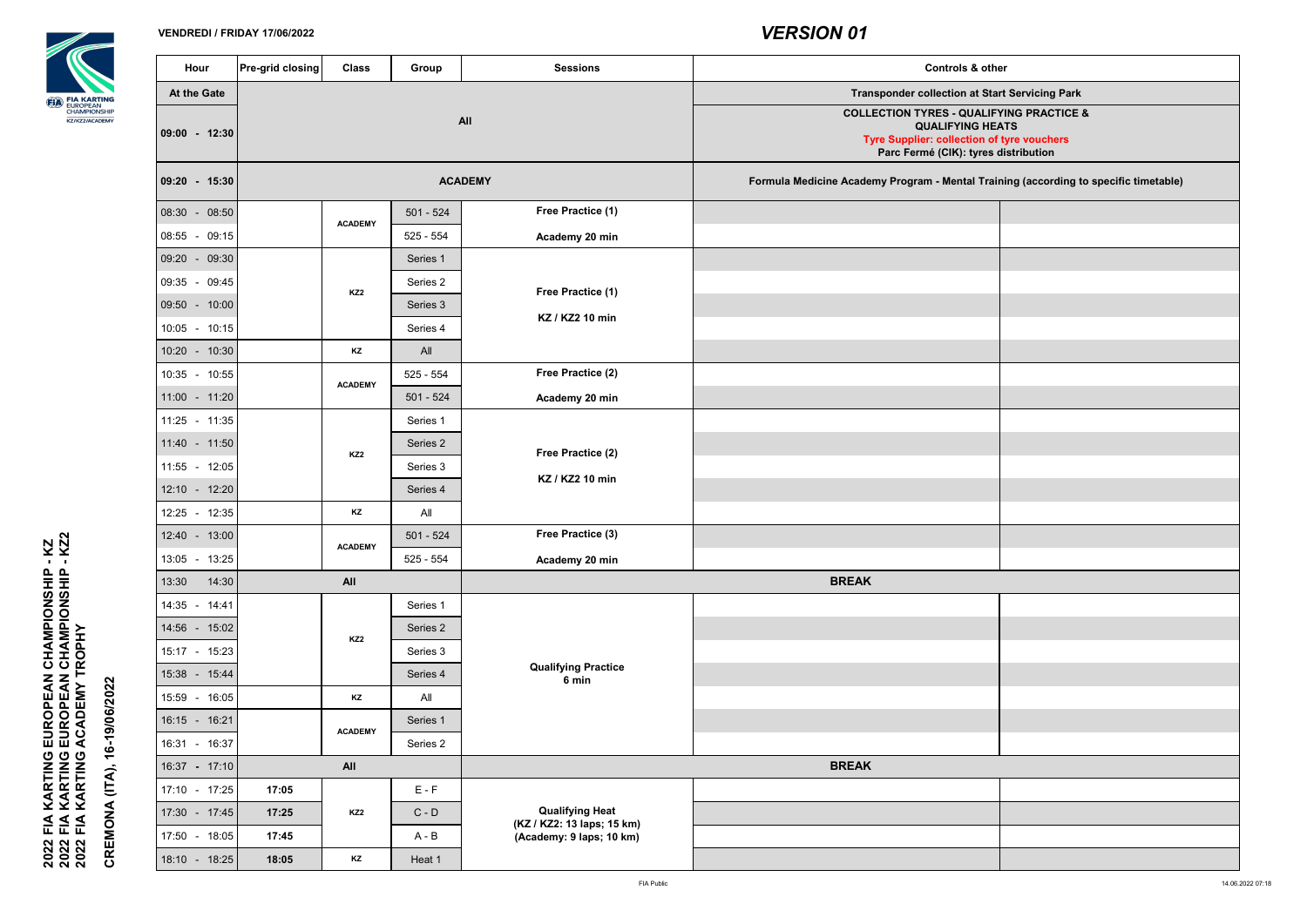**VENDREDI / FRIDAY 17/06/2022**

## *VERSION 01*

2022 FIA KARTING EUROPEAN CHAMPIONSHIP - KZ
2022 FIA KARTING EUROPEAN CHAMPIONSHIP - KZ2
2022 FIA KARTING ACADEMY TROPHY

CREMONA (ITA), 16-19/06/2022

| Hour | Pre-grid closing | Class | Group | Sessions | Controls & other | |
|---|---|---|---|---|---|---|
| At the Gate | | | | | Transponder collection at Start Servicing Park | |
| 09:00 - 12:30 | All | | | | COLLECTION TYRES - QUALIFYING PRACTICE & QUALIFYING HEATS<br>Tyre Supplier: collection of tyre vouchers<br>Parc Fermé (CIK): tyres distribution | |
| 09:20 - 15:30 | ACADEMY | | | | Formula Medicine Academy Program - Mental Training (according to specific timetable) | |
| 08:30 - 08:50 | | ACADEMY | 501 - 524 | Free Practice (1) Academy 20 min | | |
| 08:55 - 09:15 | | | 525 - 554 | | | |
| 09:20 - 09:30 | | KZ2 | Series 1 | Free Practice (1) KZ / KZ2 10 min | | |
| 09:35 - 09:45 | | | Series 2 | | | |
| 09:50 - 10:00 | | | Series 3 | | | |
| 10:05 - 10:15 | | | Series 4 | | | |
| 10:20 - 10:30 | | KZ | All | | | |
| 10:35 - 10:55 | | ACADEMY | 525 - 554 | Free Practice (2) Academy 20 min | | |
| 11:00 - 11:20 | | | 501 - 524 | | | |
| 11:25 - 11:35 | | KZ2 | Series 1 | Free Practice (2) KZ / KZ2 10 min | | |
| 11:40 - 11:50 | | | Series 2 | | | |
| 11:55 - 12:05 | | | Series 3 | | | |
| 12:10 - 12:20 | | | Series 4 | | | |
| 12:25 - 12:35 | | KZ | All | | | |
| 12:40 - 13:00 | | ACADEMY | 501 - 524 | Free Practice (3) Academy 20 min | | |
| 13:05 - 13:25 | | | 525 - 554 | | | |
| 13:30 14:30 | | All | | BREAK | | |
| 14:35 - 14:41 | | KZ2 | Series 1 | Qualifying Practice 6 min | | |
| 14:56 - 15:02 | | | Series 2 | | | |
| 15:17 - 15:23 | | | Series 3 | | | |
| 15:38 - 15:44 | | | Series 4 | | | |
| 15:59 - 16:05 | | KZ | All | | | |
| 16:15 - 16:21 | | ACADEMY | Series 1 | | | |
| 16:31 - 16:37 | | | Series 2 | | | |
| 16:37 - 17:10 | | All | | BREAK | | |
| 17:10 - 17:25 | 17:05 | KZ2 | E - F | Qualifying Heat (KZ / KZ2: 13 laps; 15 km) (Academy: 9 laps; 10 km) | | |
| 17:30 - 17:45 | 17:25 | | C - D | | | |
| 17:50 - 18:05 | 17:45 | | A - B | | | |
| 18:10 - 18:25 | 18:05 | KZ | Heat 1 | | | |

FIA Public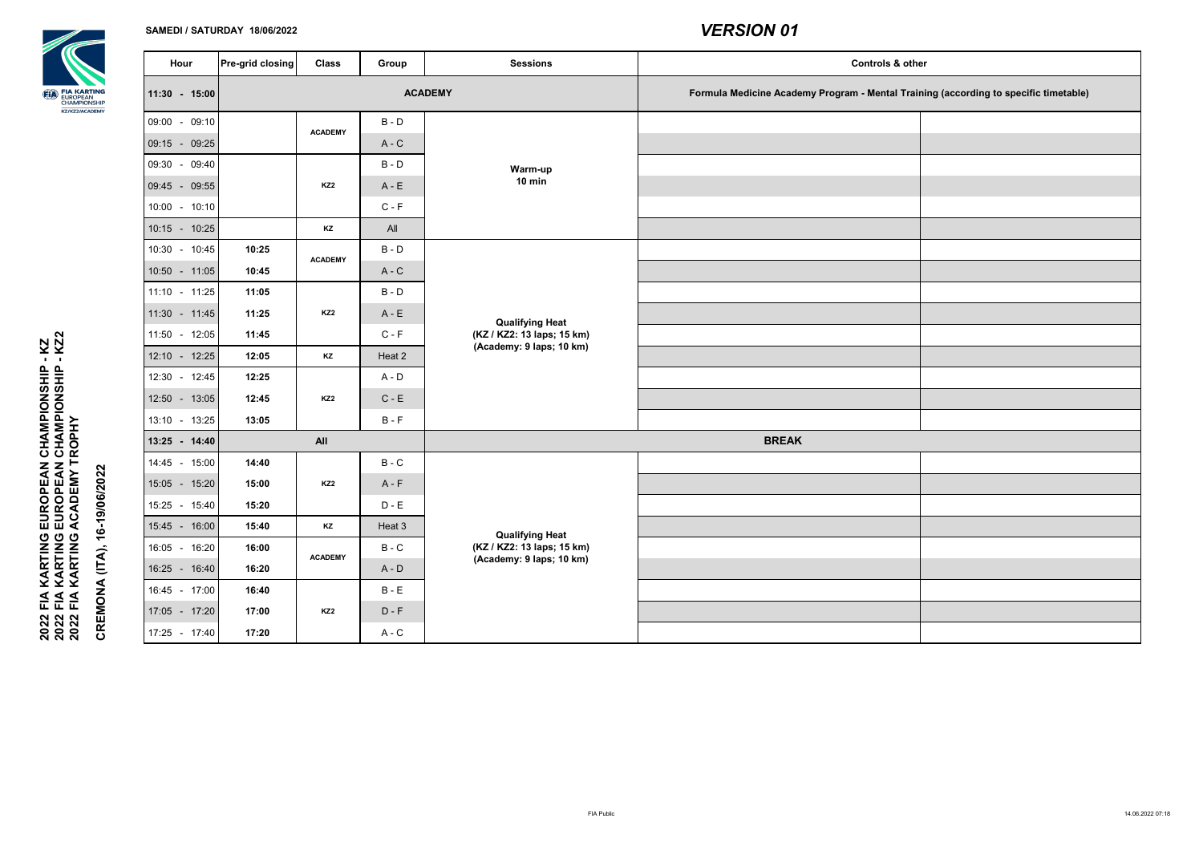**SAMEDI / SATURDAY 18/06/2022**

# *VERSION 01*

**2022 FIA KARTING EUROPEAN CHAMPIONSHIP - KZ**
**2022 FIA KARTING EUROPEAN CHAMPIONSHIP - KZ2**
**2022 FIA KARTING ACADEMY TROPHY**

**CREMONA (ITA), 16-19/06/2022**

| Hour | Pre-grid closing | Class | Group | Sessions | Controls & other | |
|---|---|---|---|---|---|---|
| **11:30 - 15:00** | | | | **ACADEMY** | **Formula Medicine Academy Program - Mental Training (according to specific timetable)** | |
| 09:00 - 09:10 | | ACADEMY | B - D | **Warm-up 10 min** | | |
| 09:15 - 09:25 | | ACADEMY | A - C | | | |
| 09:30 - 09:40 | | KZ2 | B - D | | | |
| 09:45 - 09:55 | | KZ2 | A - E | | | |
| 10:00 - 10:10 | | KZ2 | C - F | | | |
| 10:15 - 10:25 | | KZ | All | | | |
| 10:30 - 10:45 | **10:25** | ACADEMY | B - D | **Qualifying Heat (KZ / KZ2: 13 laps; 15 km) (Academy: 9 laps; 10 km)** | | |
| 10:50 - 11:05 | **10:45** | ACADEMY | A - C | | | |
| 11:10 - 11:25 | **11:05** | KZ2 | B - D | | | |
| 11:30 - 11:45 | **11:25** | KZ2 | A - E | | | |
| 11:50 - 12:05 | **11:45** | KZ2 | C - F | | | |
| 12:10 - 12:25 | **12:05** | KZ | Heat 2 | | | |
| 12:30 - 12:45 | **12:25** | KZ2 | A - D | | | |
| 12:50 - 13:05 | **12:45** | KZ2 | C - E | | | |
| 13:10 - 13:25 | **13:05** | KZ2 | B - F | | | |
| **13:25 - 14:40** | | **All** | | **BREAK** | | |
| 14:45 - 15:00 | **14:40** | KZ2 | B - C | **Qualifying Heat (KZ / KZ2: 13 laps; 15 km) (Academy: 9 laps; 10 km)** | | |
| 15:05 - 15:20 | **15:00** | KZ2 | A - F | | | |
| 15:25 - 15:40 | **15:20** | KZ2 | D - E | | | |
| 15:45 - 16:00 | **15:40** | KZ | Heat 3 | | | |
| 16:05 - 16:20 | **16:00** | ACADEMY | B - C | | | |
| 16:25 - 16:40 | **16:20** | ACADEMY | A - D | | | |
| 16:45 - 17:00 | **16:40** | KZ2 | B - E | | | |
| 17:05 - 17:20 | **17:00** | KZ2 | D - F | | | |
| 17:25 - 17:40 | **17:20** | KZ2 | A - C | | | |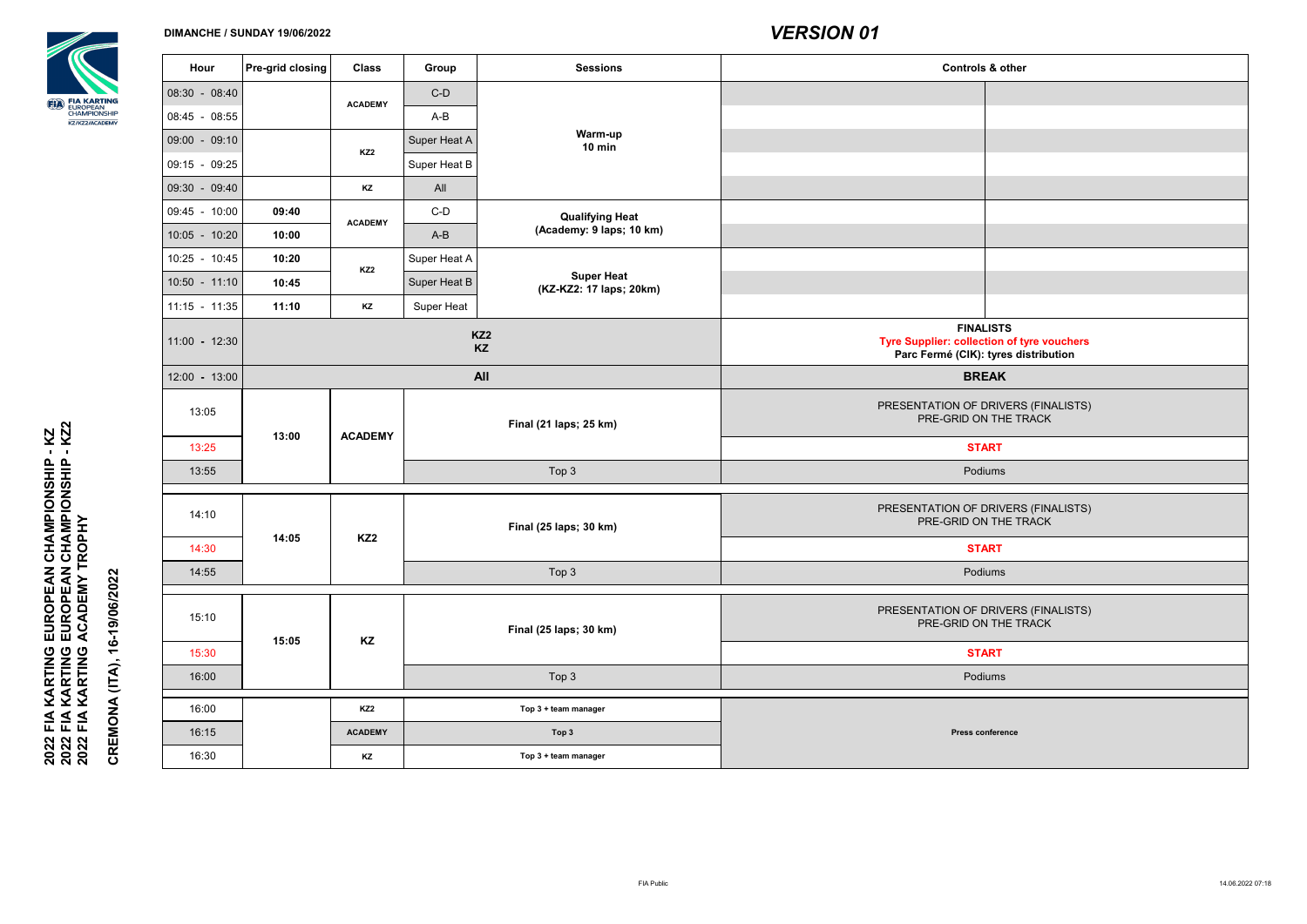2022 FIA KARTING EUROPEAN CHAMPIONSHIP - KZ
2022 FIA KARTING EUROPEAN CHAMPIONSHIP - KZ2
2022 FIA KARTING ACADEMY TROPHY

CREMONA (ITA), 16-19/06/2022

**DIMANCHE / SUNDAY 19/06/2022**

# *VERSION 01*

| Hour | Pre-grid closing | Class | Group | Sessions | Controls & other | |
|---|---|---|---|---|---|---|
| 08:30 - 08:40 | | ACADEMY | C-D | Warm-up 10 min | | |
| 08:45 - 08:55 | | | A-B | | | |
| 09:00 - 09:10 | | KZ2 | Super Heat A | | | |
| 09:15 - 09:25 | | | Super Heat B | | | |
| 09:30 - 09:40 | | KZ | All | | | |
| 09:45 - 10:00 | 09:40 | ACADEMY | C-D | Qualifying Heat (Academy: 9 laps; 10 km) | | |
| 10:05 - 10:20 | 10:00 | | A-B | | | |
| 10:25 - 10:45 | 10:20 | KZ2 | Super Heat A | Super Heat (KZ-KZ2: 17 laps; 20km) | | |
| 10:50 - 11:10 | 10:45 | | Super Heat B | | | |
| 11:15 - 11:35 | 11:10 | KZ | Super Heat | | | |
| 11:00 - 12:30 | KZ2 KZ | | | | FINALISTS Tyre Supplier: collection of tyre vouchers Parc Fermé (CIK): tyres distribution | |
| 12:00 - 13:00 | All | | | | BREAK | |
| 13:05 | 13:00 | ACADEMY | Final (21 laps; 25 km) | | PRESENTATION OF DRIVERS (FINALISTS) PRE-GRID ON THE TRACK | |
| 13:25 | | | | | START | |
| 13:55 | | | Top 3 | | Podiums | |
| 14:10 | 14:05 | KZ2 | Final (25 laps; 30 km) | | PRESENTATION OF DRIVERS (FINALISTS) PRE-GRID ON THE TRACK | |
| 14:30 | | | | | START | |
| 14:55 | | | Top 3 | | Podiums | |
| 15:10 | 15:05 | KZ | Final (25 laps; 30 km) | | PRESENTATION OF DRIVERS (FINALISTS) PRE-GRID ON THE TRACK | |
| 15:30 | | | | | START | |
| 16:00 | | | Top 3 | | Podiums | |
| 16:00 | | KZ2 | Top 3 + team manager | | Press conference | |
| 16:15 | | ACADEMY | Top 3 | | | |
| 16:30 | | KZ | Top 3 + team manager | | | |

FIA Public

14.06.2022 07:18